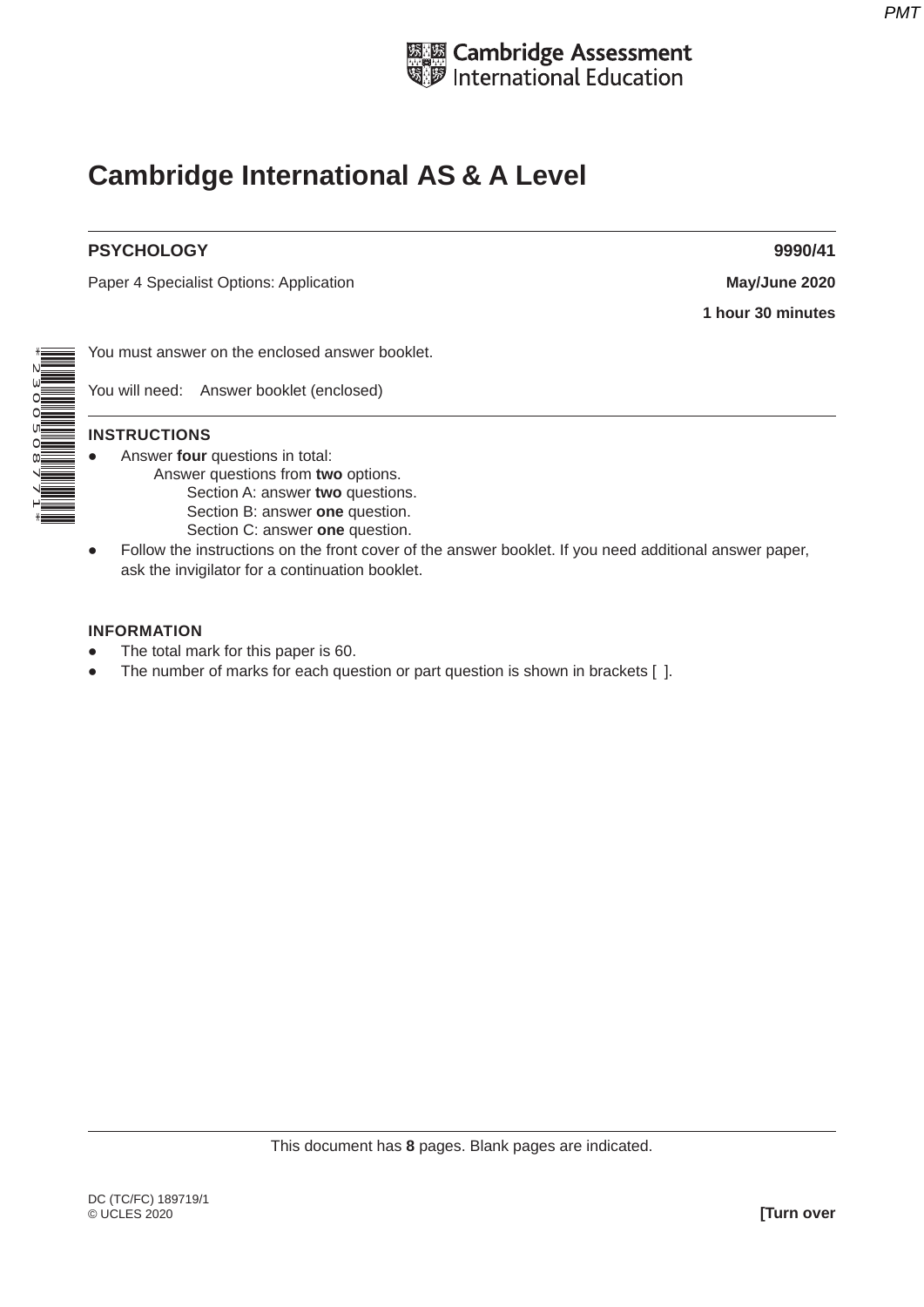Cambridge Assessment International Education

# Cambridge International AS & A Level

**PSYCHOLOGY** **9990/41**

Paper 4 Specialist Options: Application **May/June 2020**

**1 hour 30 minutes**

You must answer on the enclosed answer booklet.

You will need: Answer booklet (enclosed)

**INSTRUCTIONS**

- Answer **four** questions in total:
  - Answer questions from **two** options.
    - Section A: answer **two** questions.
    - Section B: answer **one** question.
    - Section C: answer **one** question.
- Follow the instructions on the front cover of the answer booklet. If you need additional answer paper, ask the invigilator for a continuation booklet.

**INFORMATION**

- The total mark for this paper is 60.
- The number of marks for each question or part question is shown in brackets [ ].

This document has **8** pages. Blank pages are indicated.

DC (TC/FC) 189719/1
© UCLES 2020 **[Turn over**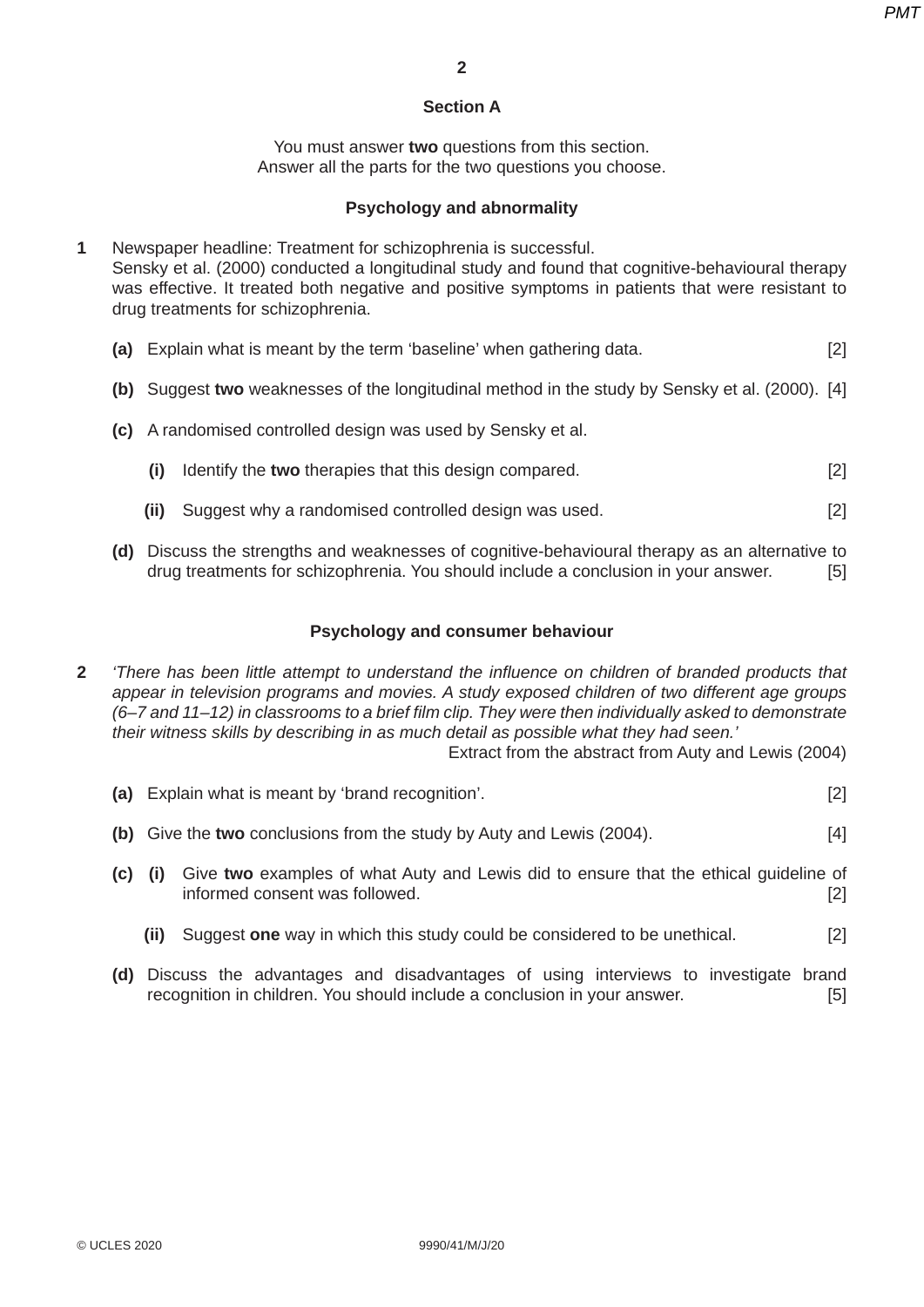## Section A

You must answer **two** questions from this section.
Answer all the parts for the two questions you choose.

### Psychology and abnormality

**1** Newspaper headline: Treatment for schizophrenia is successful.
Sensky et al. (2000) conducted a longitudinal study and found that cognitive-behavioural therapy was effective. It treated both negative and positive symptoms in patients that were resistant to drug treatments for schizophrenia.

**(a)** Explain what is meant by the term 'baseline' when gathering data. [2]

**(b)** Suggest **two** weaknesses of the longitudinal method in the study by Sensky et al. (2000). [4]

**(c)** A randomised controlled design was used by Sensky et al.

**(i)** Identify the **two** therapies that this design compared. [2]

**(ii)** Suggest why a randomised controlled design was used. [2]

**(d)** Discuss the strengths and weaknesses of cognitive-behavioural therapy as an alternative to drug treatments for schizophrenia. You should include a conclusion in your answer. [5]

### Psychology and consumer behaviour

**2** *'There has been little attempt to understand the influence on children of branded products that appear in television programs and movies. A study exposed children of two different age groups (6–7 and 11–12) in classrooms to a brief film clip. They were then individually asked to demonstrate their witness skills by describing in as much detail as possible what they had seen.'*

Extract from the abstract from Auty and Lewis (2004)

**(a)** Explain what is meant by 'brand recognition'. [2]

**(b)** Give the **two** conclusions from the study by Auty and Lewis (2004). [4]

**(c)** **(i)** Give **two** examples of what Auty and Lewis did to ensure that the ethical guideline of informed consent was followed. [2]

**(ii)** Suggest **one** way in which this study could be considered to be unethical. [2]

**(d)** Discuss the advantages and disadvantages of using interviews to investigate brand recognition in children. You should include a conclusion in your answer. [5]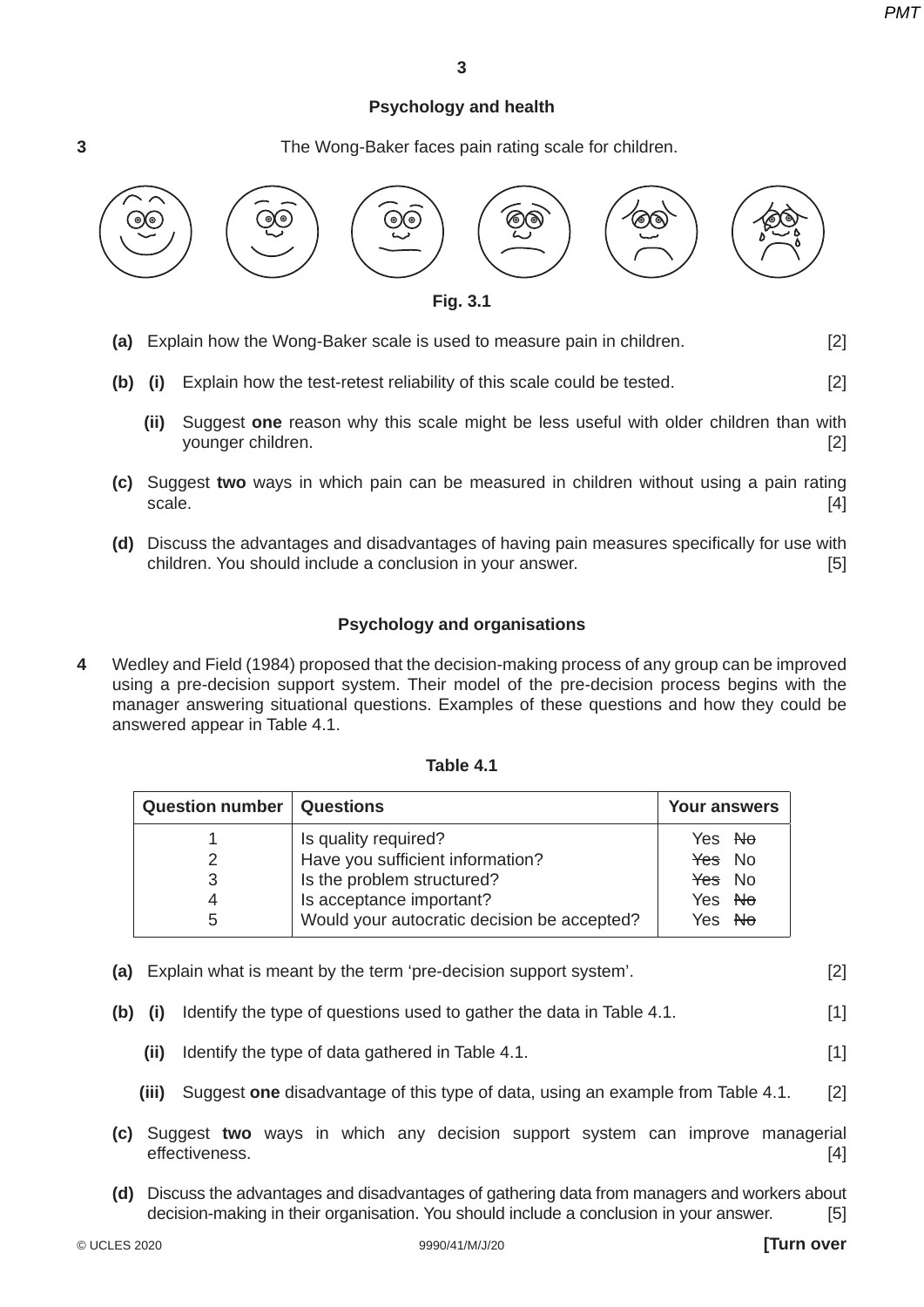## Psychology and health

**3** The Wong-Baker faces pain rating scale for children.

**Fig. 3.1**

**(a)** Explain how the Wong-Baker scale is used to measure pain in children. [2]

**(b)** **(i)** Explain how the test-retest reliability of this scale could be tested. [2]

**(ii)** Suggest **one** reason why this scale might be less useful with older children than with younger children. [2]

**(c)** Suggest **two** ways in which pain can be measured in children without using a pain rating scale. [4]

**(d)** Discuss the advantages and disadvantages of having pain measures specifically for use with children. You should include a conclusion in your answer. [5]

## Psychology and organisations

**4** Wedley and Field (1984) proposed that the decision-making process of any group can be improved using a pre-decision support system. Their model of the pre-decision process begins with the manager answering situational questions. Examples of these questions and how they could be answered appear in Table 4.1.

**Table 4.1**

| Question number | Questions | Your answers |
|---|---|---|
| 1 | Is quality required? | Yes ~~No~~ |
| 2 | Have you sufficient information? | ~~Yes~~ No |
| 3 | Is the problem structured? | ~~Yes~~ No |
| 4 | Is acceptance important? | Yes ~~No~~ |
| 5 | Would your autocratic decision be accepted? | Yes ~~No~~ |

**(a)** Explain what is meant by the term 'pre-decision support system'. [2]

**(b)** **(i)** Identify the type of questions used to gather the data in Table 4.1. [1]

**(ii)** Identify the type of data gathered in Table 4.1. [1]

**(iii)** Suggest **one** disadvantage of this type of data, using an example from Table 4.1. [2]

**(c)** Suggest **two** ways in which any decision support system can improve managerial effectiveness. [4]

**(d)** Discuss the advantages and disadvantages of gathering data from managers and workers about decision-making in their organisation. You should include a conclusion in your answer. [5]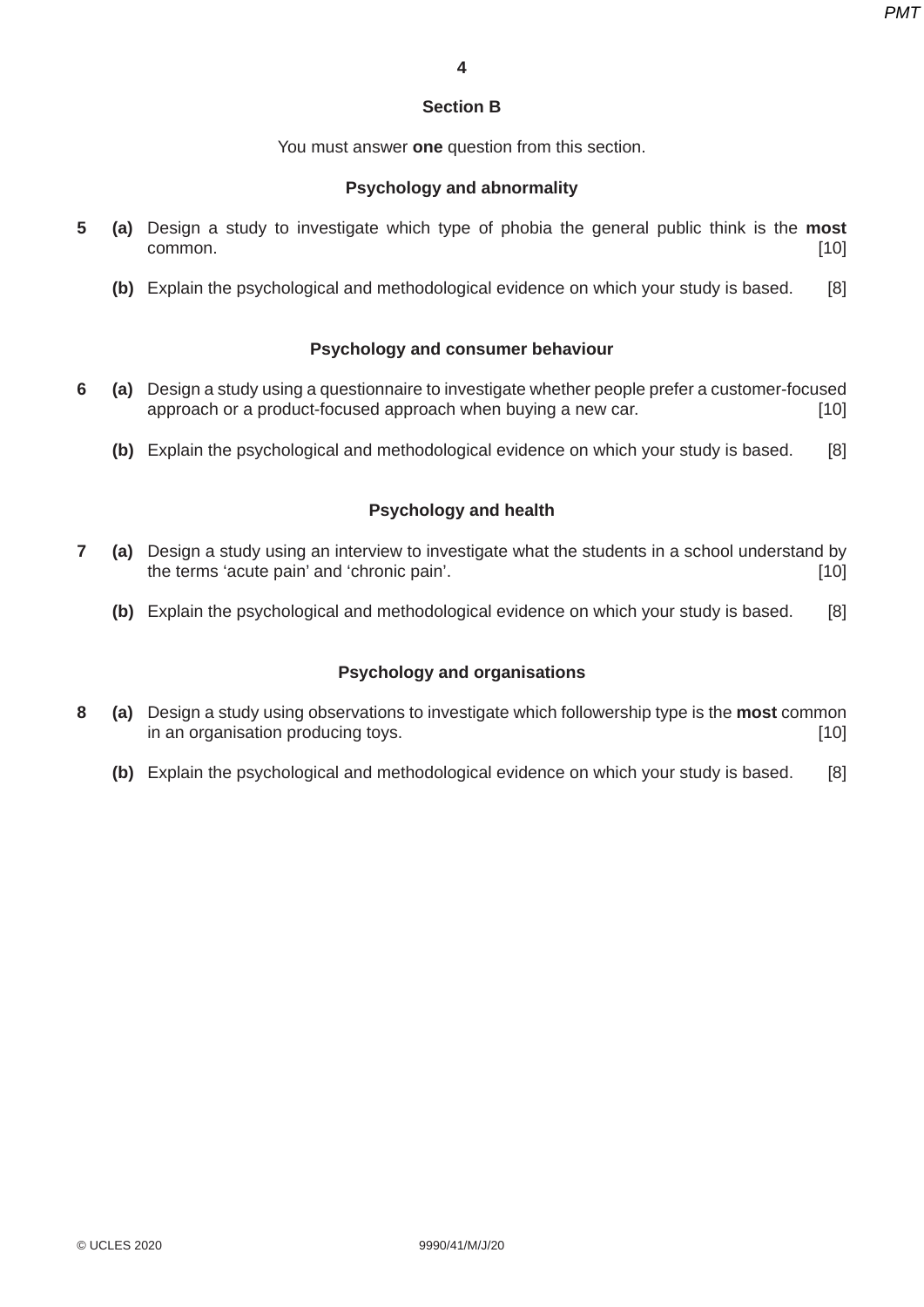## Section B

You must answer **one** question from this section.

### Psychology and abnormality

**5** **(a)** Design a study to investigate which type of phobia the general public think is the **most** common. [10]

**(b)** Explain the psychological and methodological evidence on which your study is based. [8]

### Psychology and consumer behaviour

**6** **(a)** Design a study using a questionnaire to investigate whether people prefer a customer-focused approach or a product-focused approach when buying a new car. [10]

**(b)** Explain the psychological and methodological evidence on which your study is based. [8]

### Psychology and health

**7** **(a)** Design a study using an interview to investigate what the students in a school understand by the terms 'acute pain' and 'chronic pain'. [10]

**(b)** Explain the psychological and methodological evidence on which your study is based. [8]

### Psychology and organisations

**8** **(a)** Design a study using observations to investigate which followership type is the **most** common in an organisation producing toys. [10]

**(b)** Explain the psychological and methodological evidence on which your study is based. [8]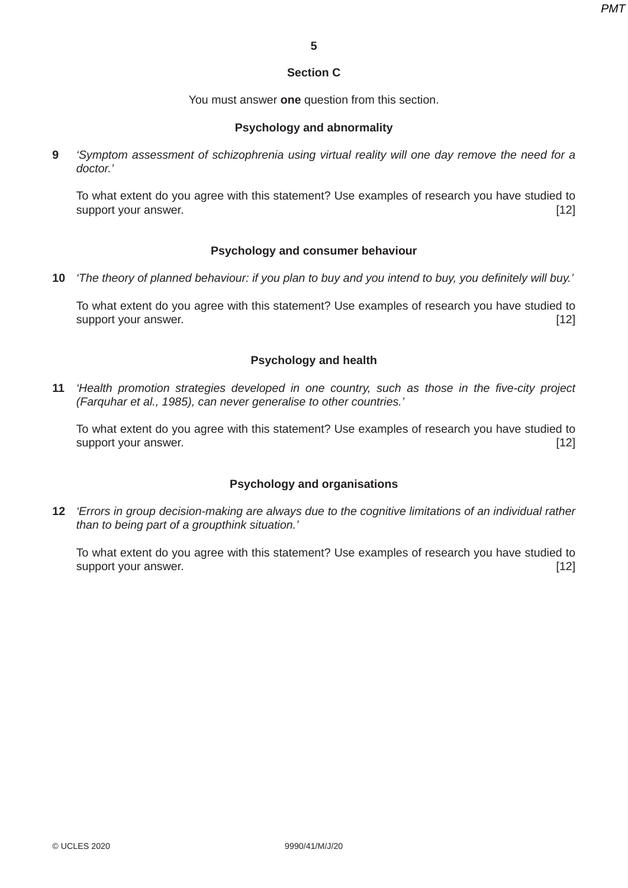## Section C

You must answer **one** question from this section.

### Psychology and abnormality

**9** *'Symptom assessment of schizophrenia using virtual reality will one day remove the need for a doctor.'*

To what extent do you agree with this statement? Use examples of research you have studied to support your answer. [12]

### Psychology and consumer behaviour

**10** *'The theory of planned behaviour: if you plan to buy and you intend to buy, you definitely will buy.'*

To what extent do you agree with this statement? Use examples of research you have studied to support your answer. [12]

### Psychology and health

**11** *'Health promotion strategies developed in one country, such as those in the five-city project (Farquhar et al., 1985), can never generalise to other countries.'*

To what extent do you agree with this statement? Use examples of research you have studied to support your answer. [12]

### Psychology and organisations

**12** *'Errors in group decision-making are always due to the cognitive limitations of an individual rather than to being part of a groupthink situation.'*

To what extent do you agree with this statement? Use examples of research you have studied to support your answer. [12]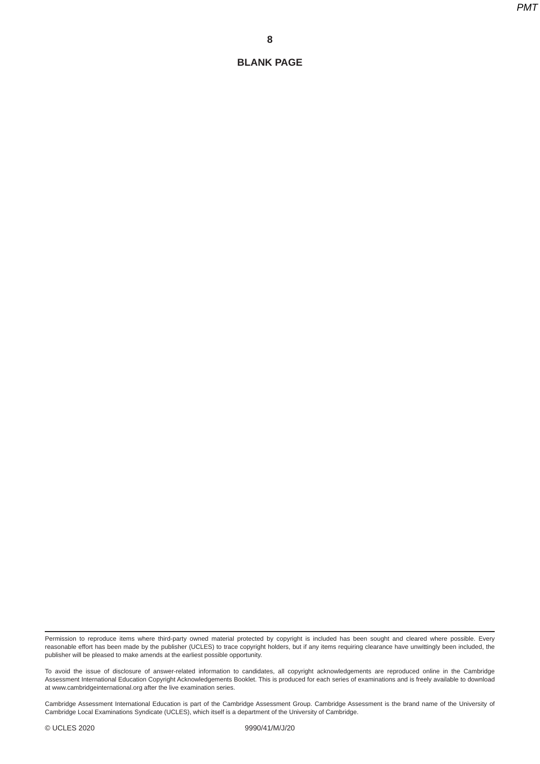**BLANK PAGE**

Permission to reproduce items where third-party owned material protected by copyright is included has been sought and cleared where possible. Every reasonable effort has been made by the publisher (UCLES) to trace copyright holders, but if any items requiring clearance have unwittingly been included, the publisher will be pleased to make amends at the earliest possible opportunity.

To avoid the issue of disclosure of answer-related information to candidates, all copyright acknowledgements are reproduced online in the Cambridge Assessment International Education Copyright Acknowledgements Booklet. This is produced for each series of examinations and is freely available to download at www.cambridgeinternational.org after the live examination series.

Cambridge Assessment International Education is part of the Cambridge Assessment Group. Cambridge Assessment is the brand name of the University of Cambridge Local Examinations Syndicate (UCLES), which itself is a department of the University of Cambridge.